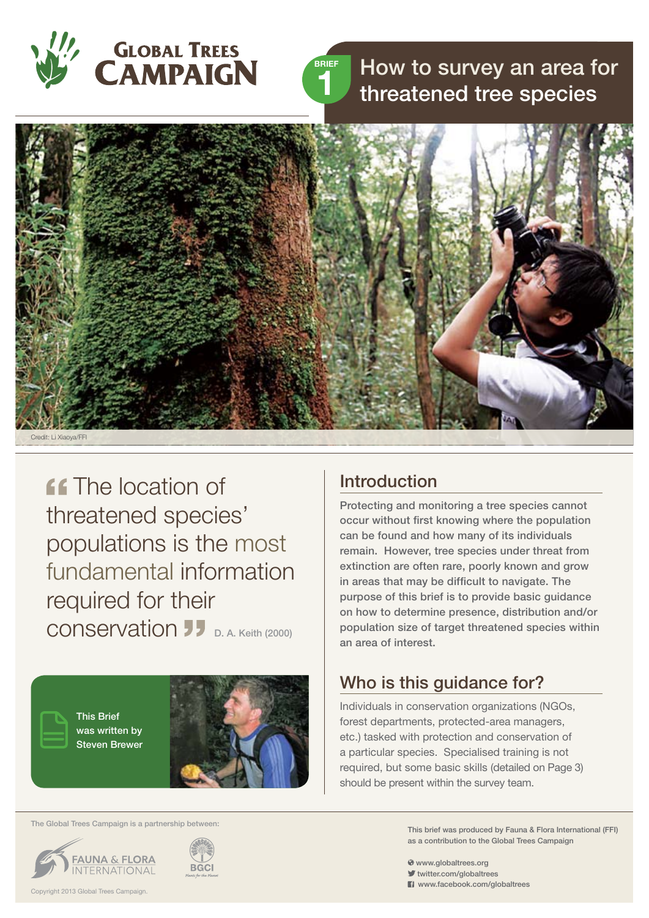Global Trees Campaign

BRIEF 1

# How to survey an area for threatened tree species

Credit: Li Xiaoya/FFI

> "The location of threatened species' populations is the most fundamental information required for their conservation" D. A. Keith (2000)

This Brief was written by Steven Brewer

## Introduction

Protecting and monitoring a tree species cannot occur without first knowing where the population can be found and how many of its individuals remain. However, tree species under threat from extinction are often rare, poorly known and grow in areas that may be difficult to navigate. The purpose of this brief is to provide basic guidance on how to determine presence, distribution and/or population size of target threatened species within an area of interest.

## Who is this guidance for?

Individuals in conservation organizations (NGOs, forest departments, protected-area managers, etc.) tasked with protection and conservation of a particular species. Specialised training is not required, but some basic skills (detailed on Page 3) should be present within the survey team.

The Global Trees Campaign is a partnership between: Fauna & Flora International, BGCI

This brief was produced by Fauna & Flora International (FFI) as a contribution to the Global Trees Campaign

www.globaltrees.org
twitter.com/globaltrees
www.facebook.com/globaltrees

Copyright 2013 Global Trees Campaign.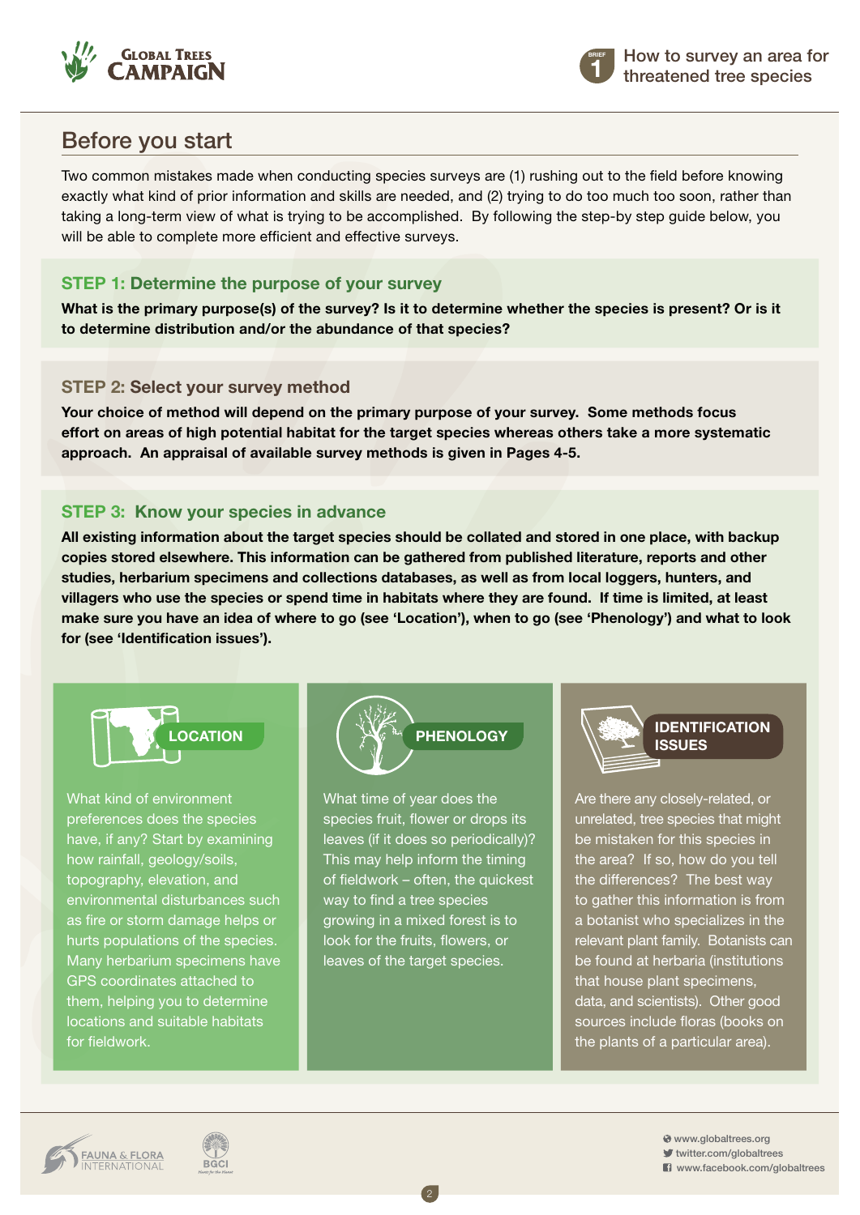## Before you start

Two common mistakes made when conducting species surveys are (1) rushing out to the field before knowing exactly what kind of prior information and skills are needed, and (2) trying to do too much too soon, rather than taking a long-term view of what is trying to be accomplished. By following the step-by step guide below, you will be able to complete more efficient and effective surveys.

### STEP 1: Determine the purpose of your survey

**What is the primary purpose(s) of the survey? Is it to determine whether the species is present? Or is it to determine distribution and/or the abundance of that species?**

### STEP 2: Select your survey method

**Your choice of method will depend on the primary purpose of your survey. Some methods focus effort on areas of high potential habitat for the target species whereas others take a more systematic approach. An appraisal of available survey methods is given in Pages 4-5.**

### STEP 3: Know your species in advance

**All existing information about the target species should be collated and stored in one place, with backup copies stored elsewhere. This information can be gathered from published literature, reports and other studies, herbarium specimens and collections databases, as well as from local loggers, hunters, and villagers who use the species or spend time in habitats where they are found. If time is limited, at least make sure you have an idea of where to go (see 'Location'), when to go (see 'Phenology') and what to look for (see 'Identification issues').**

#### LOCATION

What kind of environment preferences does the species have, if any? Start by examining how rainfall, geology/soils, topography, elevation, and environmental disturbances such as fire or storm damage helps or hurts populations of the species. Many herbarium specimens have GPS coordinates attached to them, helping you to determine locations and suitable habitats for fieldwork.

#### PHENOLOGY

What time of year does the species fruit, flower or drops its leaves (if it does so periodically)? This may help inform the timing of fieldwork – often, the quickest way to find a tree species growing in a mixed forest is to look for the fruits, flowers, or leaves of the target species.

#### IDENTIFICATION ISSUES

Are there any closely-related, or unrelated, tree species that might be mistaken for this species in the area? If so, how do you tell the differences? The best way to gather this information is from a botanist who specializes in the relevant plant family. Botanists can be found at herbaria (institutions that house plant specimens, data, and scientists). Other good sources include floras (books on the plants of a particular area).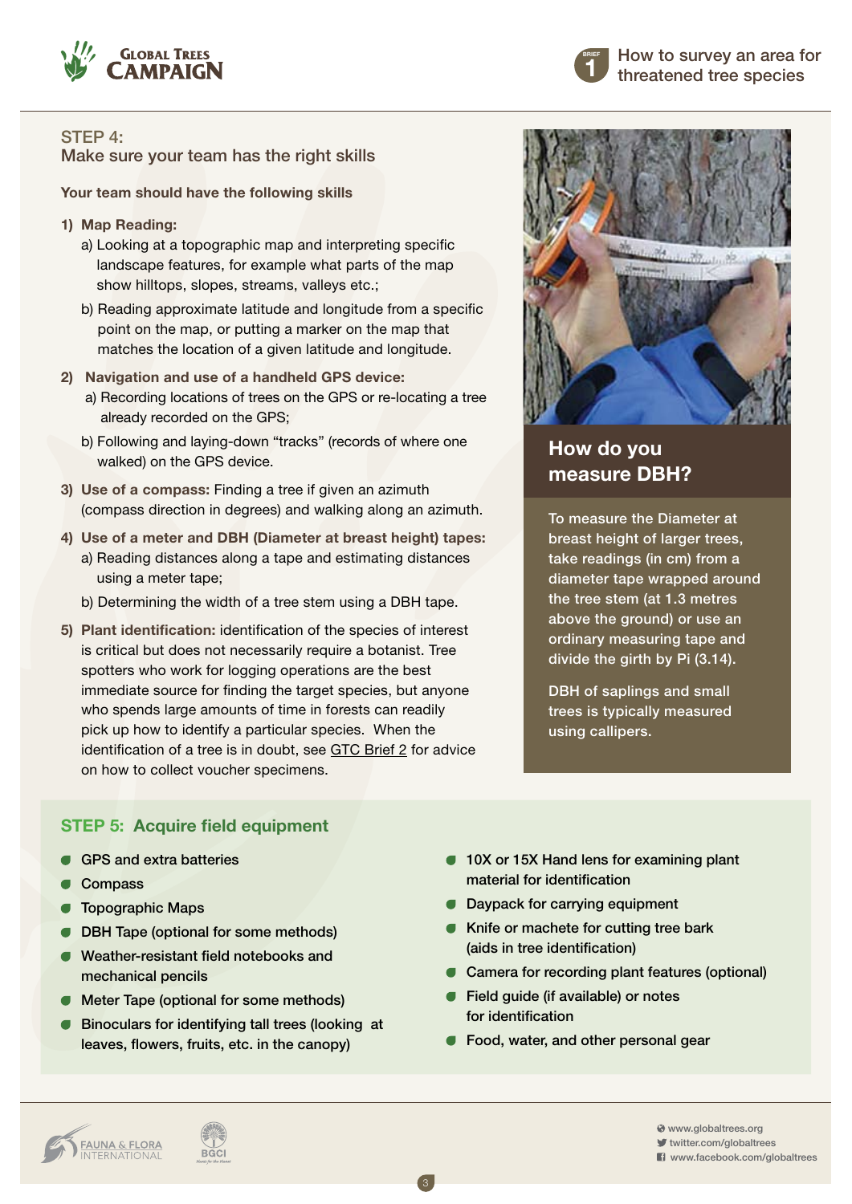## STEP 4:
## Make sure your team has the right skills

**Your team should have the following skills**

1) **Map Reading:**
   a) Looking at a topographic map and interpreting specific landscape features, for example what parts of the map show hilltops, slopes, streams, valleys etc.;
   b) Reading approximate latitude and longitude from a specific point on the map, or putting a marker on the map that matches the location of a given latitude and longitude.

2) **Navigation and use of a handheld GPS device:**
   a) Recording locations of trees on the GPS or re-locating a tree already recorded on the GPS;
   b) Following and laying-down "tracks" (records of where one walked) on the GPS device.

3) **Use of a compass:** Finding a tree if given an azimuth (compass direction in degrees) and walking along an azimuth.

4) **Use of a meter and DBH (Diameter at breast height) tapes:**
   a) Reading distances along a tape and estimating distances using a meter tape;
   b) Determining the width of a tree stem using a DBH tape.

5) **Plant identification:** identification of the species of interest is critical but does not necessarily require a botanist. Tree spotters who work for logging operations are the best immediate source for finding the target species, but anyone who spends large amounts of time in forests can readily pick up how to identify a particular species. When the identification of a tree is in doubt, see GTC Brief 2 for advice on how to collect voucher specimens.

### How do you measure DBH?

To measure the Diameter at breast height of larger trees, take readings (in cm) from a diameter tape wrapped around the tree stem (at 1.3 metres above the ground) or use an ordinary measuring tape and divide the girth by Pi (3.14).

DBH of saplings and small trees is typically measured using callipers.

## STEP 5: Acquire field equipment

- GPS and extra batteries
- Compass
- Topographic Maps
- DBH Tape (optional for some methods)
- Weather-resistant field notebooks and mechanical pencils
- Meter Tape (optional for some methods)
- Binoculars for identifying tall trees (looking at leaves, flowers, fruits, etc. in the canopy)
- 10X or 15X Hand lens for examining plant material for identification
- Daypack for carrying equipment
- Knife or machete for cutting tree bark (aids in tree identification)
- Camera for recording plant features (optional)
- Field guide (if available) or notes for identification
- Food, water, and other personal gear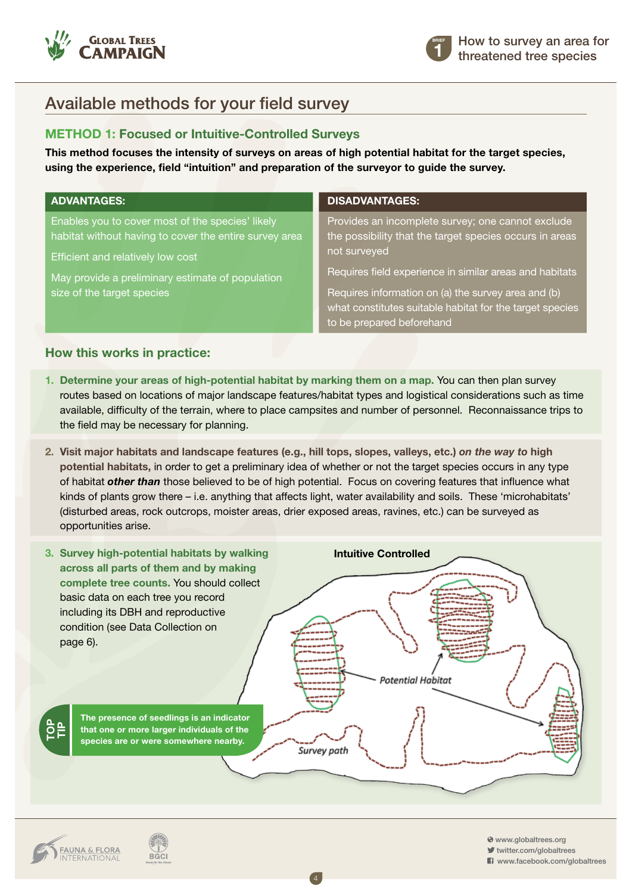## Available methods for your field survey

### METHOD 1: Focused or Intuitive-Controlled Surveys

**This method focuses the intensity of surveys on areas of high potential habitat for the target species, using the experience, field "intuition" and preparation of the surveyor to guide the survey.**

| ADVANTAGES: | DISADVANTAGES: |
|---|---|
| Enables you to cover most of the species' likely habitat without having to cover the entire survey area | Provides an incomplete survey; one cannot exclude the possibility that the target species occurs in areas not surveyed |
| Efficient and relatively low cost | Requires field experience in similar areas and habitats |
| May provide a preliminary estimate of population size of the target species | Requires information on (a) the survey area and (b) what constitutes suitable habitat for the target species to be prepared beforehand |

### How this works in practice:

1. **Determine your areas of high-potential habitat by marking them on a map.** You can then plan survey routes based on locations of major landscape features/habitat types and logistical considerations such as time available, difficulty of the terrain, where to place campsites and number of personnel. Reconnaissance trips to the field may be necessary for planning.

2. **Visit major habitats and landscape features (e.g., hill tops, slopes, valleys, etc.) *on the way to* high potential habitats,** in order to get a preliminary idea of whether or not the target species occurs in any type of habitat ***other than*** those believed to be of high potential. Focus on covering features that influence what kinds of plants grow there – i.e. anything that affects light, water availability and soils. These 'microhabitats' (disturbed areas, rock outcrops, moister areas, drier exposed areas, ravines, etc.) can be surveyed as opportunities arise.

3. **Survey high-potential habitats by walking across all parts of them and by making complete tree counts.** You should collect basic data on each tree you record including its DBH and reproductive condition (see Data Collection on page 6).

**Intuitive Controlled**

Potential Habitat

Survey path

**TOP TIP**

**The presence of seedlings is an indicator that one or more larger individuals of the species are or were somewhere nearby.**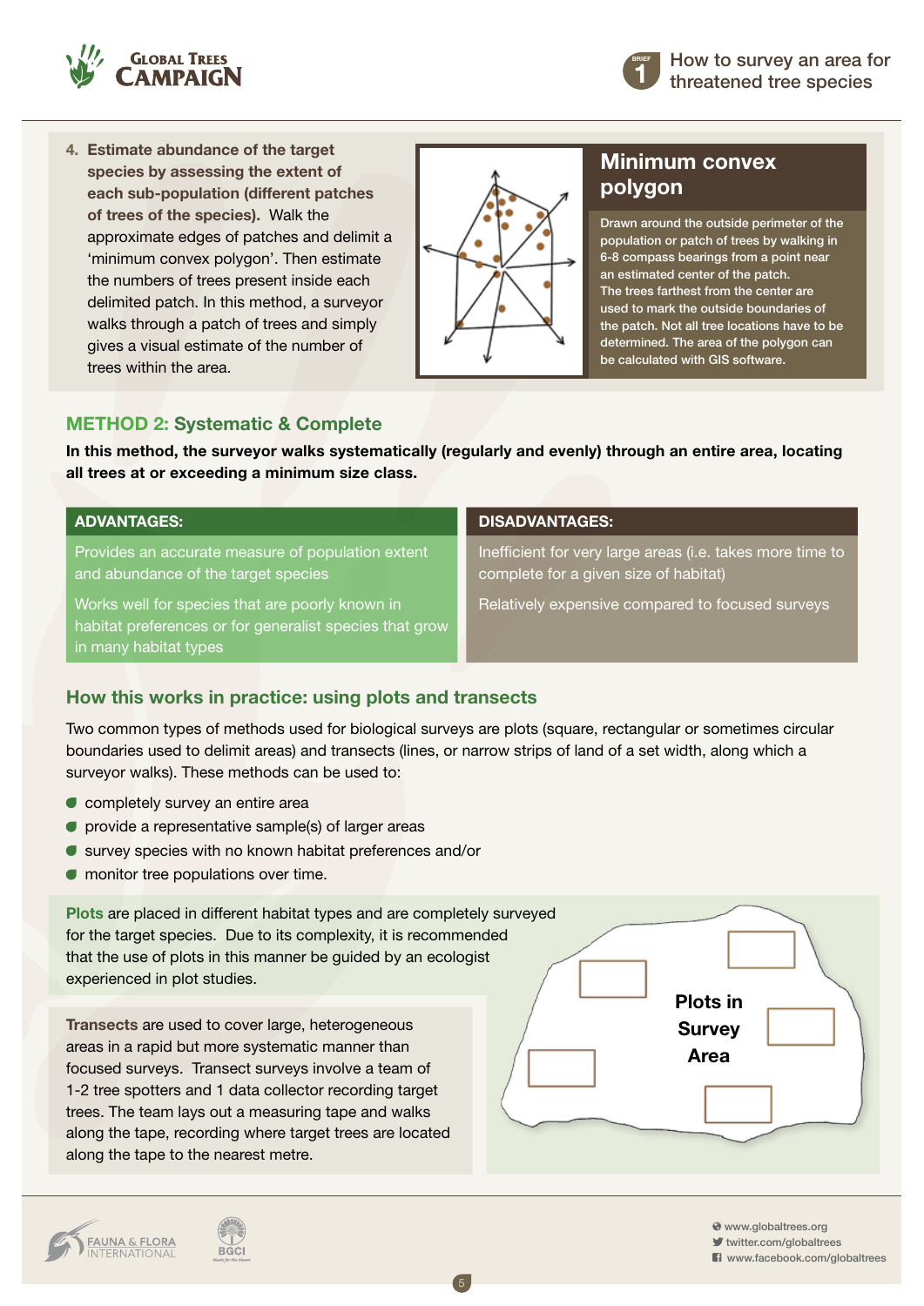4. **Estimate abundance of the target species by assessing the extent of each sub-population (different patches of trees of the species).** Walk the approximate edges of patches and delimit a 'minimum convex polygon'. Then estimate the numbers of trees present inside each delimited patch. In this method, a surveyor walks through a patch of trees and simply gives a visual estimate of the number of trees within the area.

### Minimum convex polygon

Drawn around the outside perimeter of the population or patch of trees by walking in 6-8 compass bearings from a point near an estimated center of the patch. The trees farthest from the center are used to mark the outside boundaries of the patch. Not all tree locations have to be determined. The area of the polygon can be calculated with GIS software.

## METHOD 2: Systematic & Complete

**In this method, the surveyor walks systematically (regularly and evenly) through an entire area, locating all trees at or exceeding a minimum size class.**

| ADVANTAGES: | DISADVANTAGES: |
|---|---|
| Provides an accurate measure of population extent and abundance of the target species | Inefficient for very large areas (i.e. takes more time to complete for a given size of habitat) |
| Works well for species that are poorly known in habitat preferences or for generalist species that grow in many habitat types | Relatively expensive compared to focused surveys |

## How this works in practice: using plots and transects

Two common types of methods used for biological surveys are plots (square, rectangular or sometimes circular boundaries used to delimit areas) and transects (lines, or narrow strips of land of a set width, along which a surveyor walks). These methods can be used to:

- completely survey an entire area
- provide a representative sample(s) of larger areas
- survey species with no known habitat preferences and/or
- monitor tree populations over time.

**Plots** are placed in different habitat types and are completely surveyed for the target species. Due to its complexity, it is recommended that the use of plots in this manner be guided by an ecologist experienced in plot studies.

**Transects** are used to cover large, heterogeneous areas in a rapid but more systematic manner than focused surveys. Transect surveys involve a team of 1-2 tree spotters and 1 data collector recording target trees. The team lays out a measuring tape and walks along the tape, recording where target trees are located along the tape to the nearest metre.

Plots in Survey Area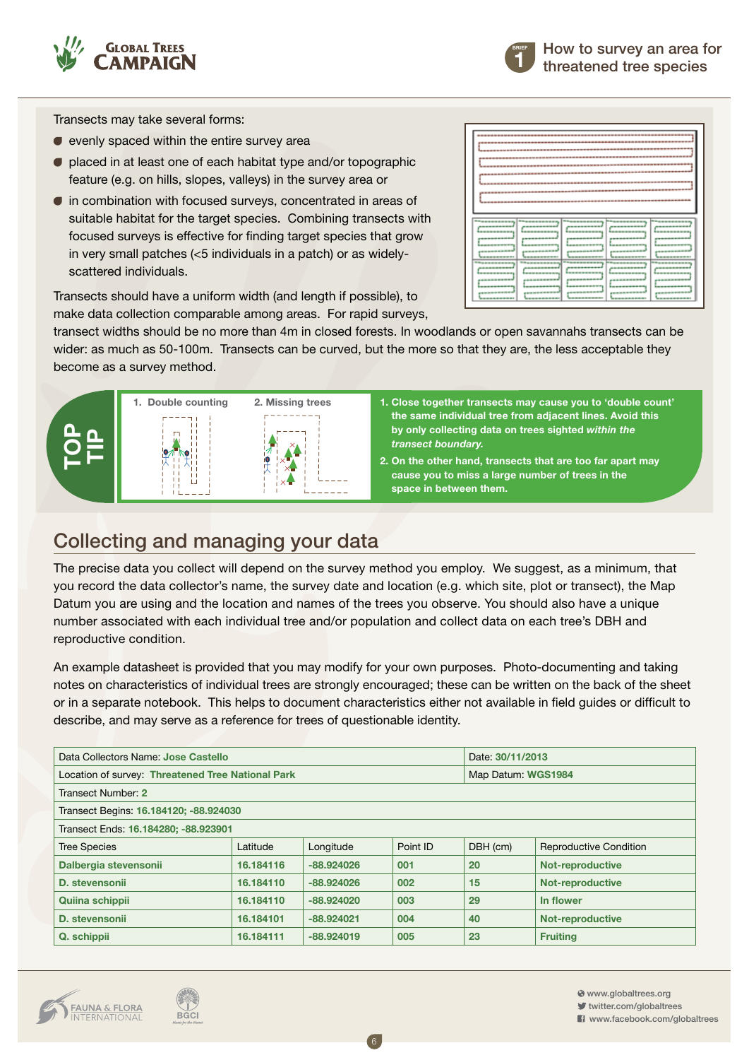Transects may take several forms:

- evenly spaced within the entire survey area
- placed in at least one of each habitat type and/or topographic feature (e.g. on hills, slopes, valleys) in the survey area or
- in combination with focused surveys, concentrated in areas of suitable habitat for the target species. Combining transects with focused surveys is effective for finding target species that grow in very small patches (<5 individuals in a patch) or as widely-scattered individuals.

Transects should have a uniform width (and length if possible), to make data collection comparable among areas. For rapid surveys, transect widths should be no more than 4m in closed forests. In woodlands or open savannahs transects can be wider: as much as 50-100m. Transects can be curved, but the more so that they are, the less acceptable they become as a survey method.

**TOP TIP**

1. Double counting
2. Missing trees

1. **Close together transects may cause you to 'double count' the same individual tree from adjacent lines. Avoid this by only collecting data on trees sighted *within the transect boundary.***
2. **On the other hand, transects that are too far apart may cause you to miss a large number of trees in the space in between them.**

## Collecting and managing your data

The precise data you collect will depend on the survey method you employ. We suggest, as a minimum, that you record the data collector's name, the survey date and location (e.g. which site, plot or transect), the Map Datum you are using and the location and names of the trees you observe. You should also have a unique number associated with each individual tree and/or population and collect data on each tree's DBH and reproductive condition.

An example datasheet is provided that you may modify for your own purposes. Photo-documenting and taking notes on characteristics of individual trees are strongly encouraged; these can be written on the back of the sheet or in a separate notebook. This helps to document characteristics either not available in field guides or difficult to describe, and may serve as a reference for trees of questionable identity.

| Data Collectors Name: Jose Castello | | | | Date: 30/11/2013 | |
|---|---|---|---|---|---|
| Location of survey: Threatened Tree National Park | | | | Map Datum: WGS1984 | |
| Transect Number: 2 | | | | | |
| Transect Begins: 16.184120; -88.924030 | | | | | |
| Transect Ends: 16.184280; -88.923901 | | | | | |
| Tree Species | Latitude | Longitude | Point ID | DBH (cm) | Reproductive Condition |
| Dalbergia stevensonii | 16.184116 | -88.924026 | 001 | 20 | Not-reproductive |
| D. stevensonii | 16.184110 | -88.924026 | 002 | 15 | Not-reproductive |
| Quiina schippii | 16.184110 | -88.924020 | 003 | 29 | In flower |
| D. stevensonii | 16.184101 | -88.924021 | 004 | 40 | Not-reproductive |
| Q. schippii | 16.184111 | -88.924019 | 005 | 23 | Fruiting |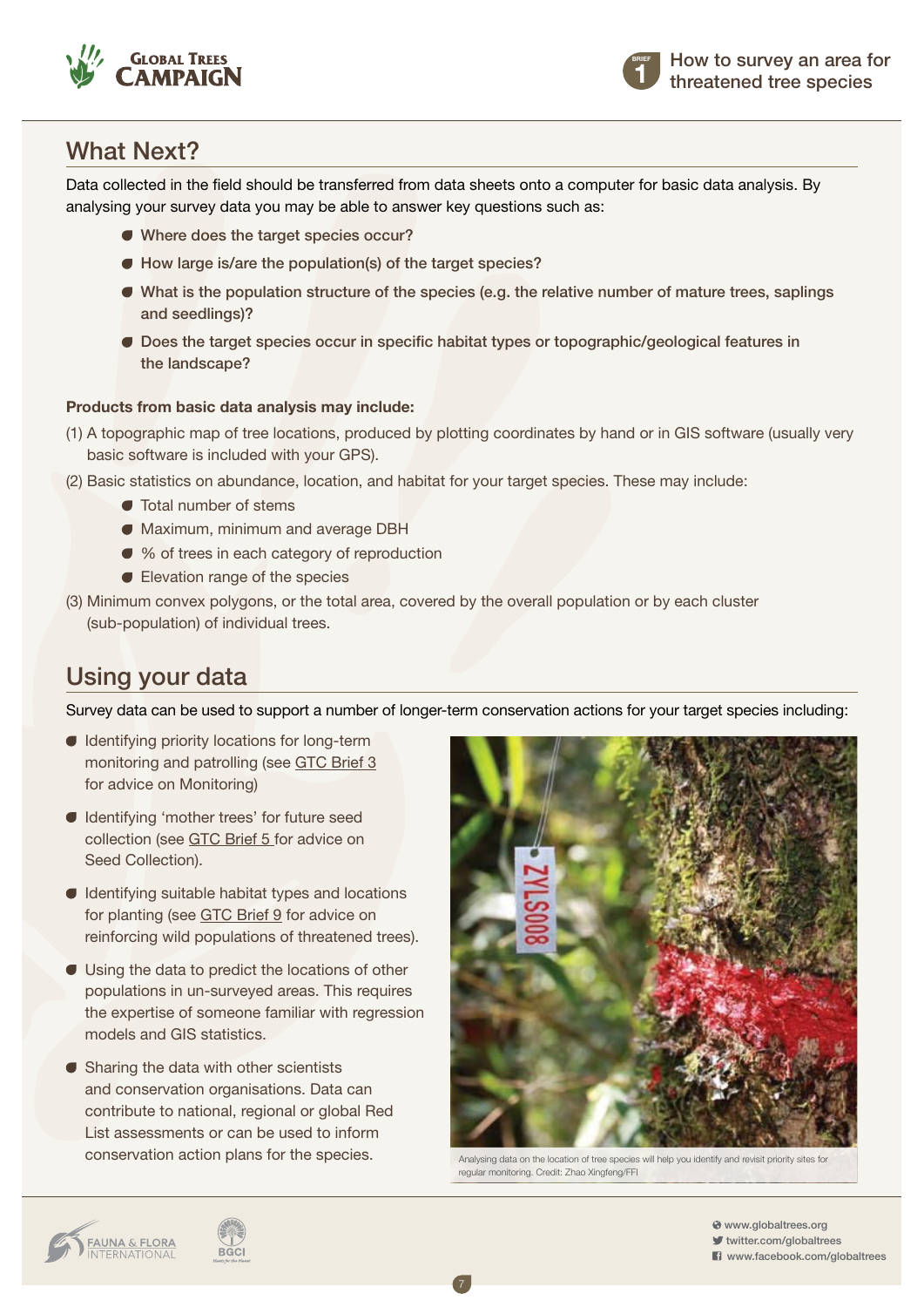## What Next?

Data collected in the field should be transferred from data sheets onto a computer for basic data analysis. By analysing your survey data you may be able to answer key questions such as:

- Where does the target species occur?
- How large is/are the population(s) of the target species?
- What is the population structure of the species (e.g. the relative number of mature trees, saplings and seedlings)?
- Does the target species occur in specific habitat types or topographic/geological features in the landscape?

**Products from basic data analysis may include:**

(1) A topographic map of tree locations, produced by plotting coordinates by hand or in GIS software (usually very basic software is included with your GPS).

(2) Basic statistics on abundance, location, and habitat for your target species. These may include:

- Total number of stems
- Maximum, minimum and average DBH
- % of trees in each category of reproduction
- Elevation range of the species

(3) Minimum convex polygons, or the total area, covered by the overall population or by each cluster (sub-population) of individual trees.

## Using your data

Survey data can be used to support a number of longer-term conservation actions for your target species including:

- Identifying priority locations for long-term monitoring and patrolling (see GTC Brief 3 for advice on Monitoring)
- Identifying 'mother trees' for future seed collection (see GTC Brief 5 for advice on Seed Collection).
- Identifying suitable habitat types and locations for planting (see GTC Brief 9 for advice on reinforcing wild populations of threatened trees).
- Using the data to predict the locations of other populations in un-surveyed areas. This requires the expertise of someone familiar with regression models and GIS statistics.
- Sharing the data with other scientists and conservation organisations. Data can contribute to national, regional or global Red List assessments or can be used to inform conservation action plans for the species.

Analysing data on the location of tree species will help you identify and revisit priority sites for regular monitoring. Credit: Zhao Xingfeng/FFI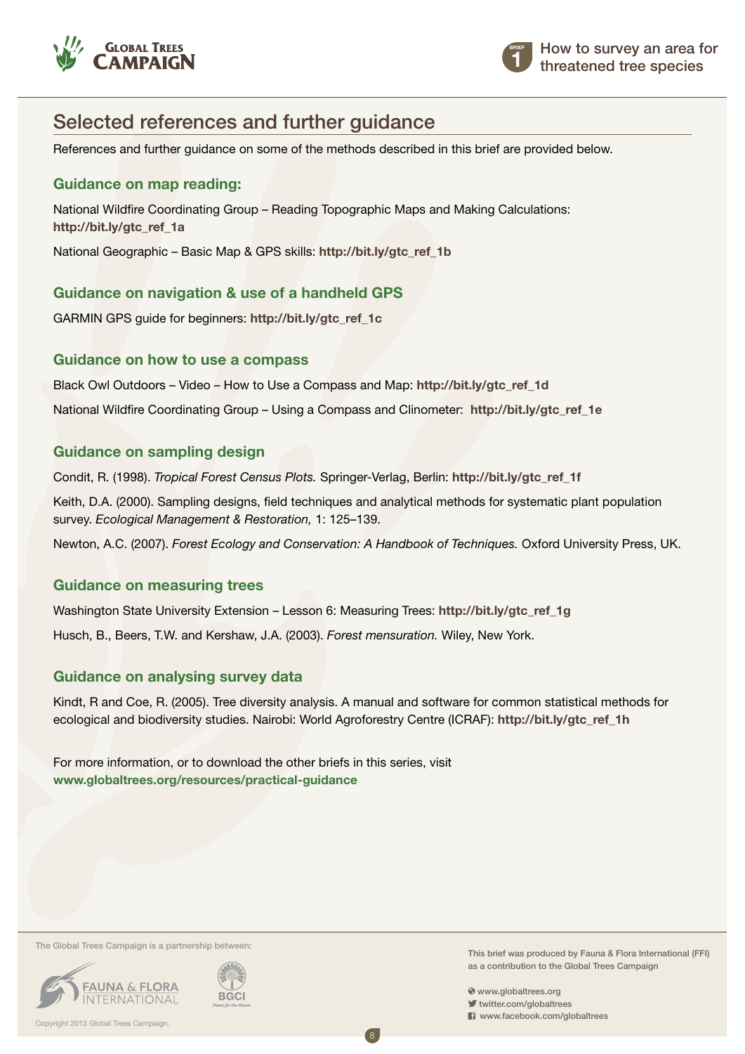## Selected references and further guidance

References and further guidance on some of the methods described in this brief are provided below.

### Guidance on map reading:

National Wildfire Coordinating Group – Reading Topographic Maps and Making Calculations: **http://bit.ly/gtc_ref_1a**

National Geographic – Basic Map & GPS skills: **http://bit.ly/gtc_ref_1b**

### Guidance on navigation & use of a handheld GPS

GARMIN GPS guide for beginners: **http://bit.ly/gtc_ref_1c**

### Guidance on how to use a compass

Black Owl Outdoors – Video – How to Use a Compass and Map: **http://bit.ly/gtc_ref_1d**

National Wildfire Coordinating Group – Using a Compass and Clinometer: **http://bit.ly/gtc_ref_1e**

### Guidance on sampling design

Condit, R. (1998). *Tropical Forest Census Plots.* Springer-Verlag, Berlin: **http://bit.ly/gtc_ref_1f**

Keith, D.A. (2000). Sampling designs, field techniques and analytical methods for systematic plant population survey. *Ecological Management & Restoration,* 1: 125–139.

Newton, A.C. (2007). *Forest Ecology and Conservation: A Handbook of Techniques.* Oxford University Press, UK.

### Guidance on measuring trees

Washington State University Extension – Lesson 6: Measuring Trees: **http://bit.ly/gtc_ref_1g**

Husch, B., Beers, T.W. and Kershaw, J.A. (2003). *Forest mensuration.* Wiley, New York.

### Guidance on analysing survey data

Kindt, R and Coe, R. (2005). Tree diversity analysis. A manual and software for common statistical methods for ecological and biodiversity studies. Nairobi: World Agroforestry Centre (ICRAF): **http://bit.ly/gtc_ref_1h**

For more information, or to download the other briefs in this series, visit **www.globaltrees.org/resources/practical-guidance**

The Global Trees Campaign is a partnership between: Fauna & Flora International, BGCI

Copyright 2013 Global Trees Campaign.

This brief was produced by Fauna & Flora International (FFI) as a contribution to the Global Trees Campaign

www.globaltrees.org
twitter.com/globaltrees
www.facebook.com/globaltrees